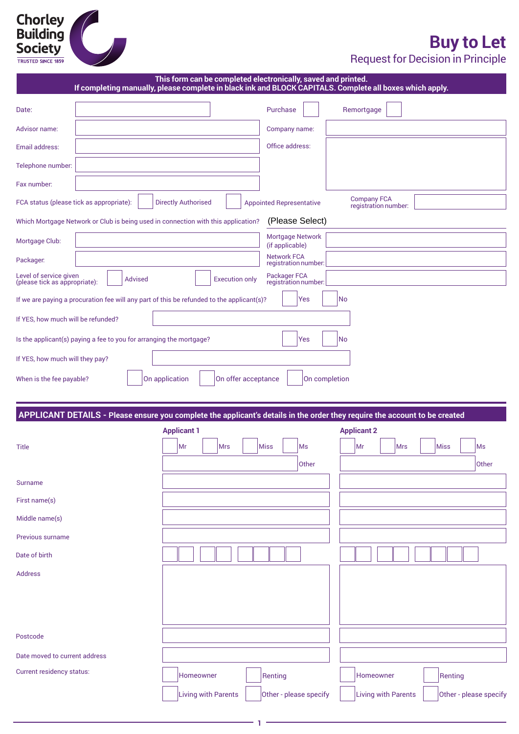Chorley Building Society
TRUSTED SINCE 1859

# Buy to Let

## Request for Decision in Principle

**This form can be completed electronically, saved and printed.**
**If completing manually, please complete in black ink and BLOCK CAPITALS. Complete all boxes which apply.**

Date: ______ Purchase ☐ Remortgage ☐

Advisor name: ______ Company name: ______

Email address: ______ Office address: ______

Telephone number: ______

Fax number: ______

FCA status (please tick as appropriate): ☐ Directly Authorised ☐ Appointed Representative Company FCA registration number: ______

Which Mortgage Network or Club is being used in connection with this application? (Please Select)

Mortgage Club: ______ Mortgage Network (if applicable) ______

Packager: ______ Network FCA registration number: ______

Level of service given (please tick as appropriate): ☐ Advised ☐ Execution only Packager FCA registration number: ______

If we are paying a procuration fee will any part of this be refunded to the applicant(s)? ☐ Yes ☐ No

If YES, how much will be refunded? ______

Is the applicant(s) paying a fee to you for arranging the mortgage? ☐ Yes ☐ No

If YES, how much will they pay? ______

When is the fee payable? ☐ On application ☐ On offer acceptance ☐ On completion

## APPLICANT DETAILS - Please ensure you complete the applicant's details in the order they require the account to be created

| | Applicant 1 | Applicant 2 |
|---|---|---|
| Title | ☐ Mr ☐ Mrs ☐ Miss ☐ Ms<br>Other ______ | ☐ Mr ☐ Mrs ☐ Miss ☐ Ms<br>Other ______ |
| Surname | | |
| First name(s) | | |
| Middle name(s) | | |
| Previous surname | | |
| Date of birth | | |
| Address | | |
| Postcode | | |
| Date moved to current address | | |
| Current residency status: | ☐ Homeowner ☐ Renting<br>☐ Living with Parents ☐ Other - please specify | ☐ Homeowner ☐ Renting<br>☐ Living with Parents ☐ Other - please specify |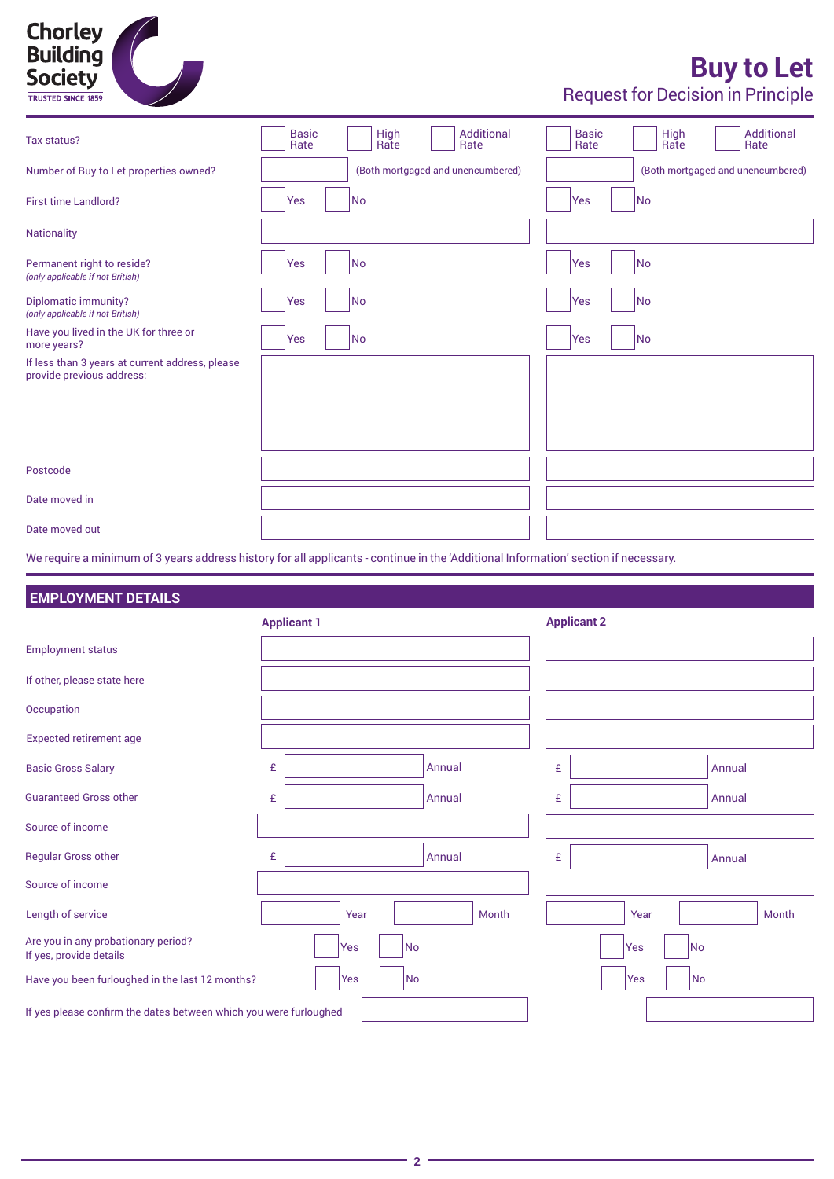Chorley Building Society
TRUSTED SINCE 1859

# Buy to Let

## Request for Decision in Principle

| | | |
|---|---|---|
| Tax status? | ☐ Basic Rate ☐ High Rate ☐ Additional Rate | ☐ Basic Rate ☐ High Rate ☐ Additional Rate |
| Number of Buy to Let properties owned? | (Both mortgaged and unencumbered) | (Both mortgaged and unencumbered) |
| First time Landlord? | ☐ Yes ☐ No | ☐ Yes ☐ No |
| Nationality | | |
| Permanent right to reside? *(only applicable if not British)* | ☐ Yes ☐ No | ☐ Yes ☐ No |
| Diplomatic immunity? *(only applicable if not British)* | ☐ Yes ☐ No | ☐ Yes ☐ No |
| Have you lived in the UK for three or more years? | ☐ Yes ☐ No | ☐ Yes ☐ No |
| If less than 3 years at current address, please provide previous address: | | |
| Postcode | | |
| Date moved in | | |
| Date moved out | | |

We require a minimum of 3 years address history for all applicants - continue in the 'Additional Information' section if necessary.

## EMPLOYMENT DETAILS

| | **Applicant 1** | **Applicant 2** |
|---|---|---|
| Employment status | | |
| If other, please state here | | |
| Occupation | | |
| Expected retirement age | | |
| Basic Gross Salary | £ Annual | £ Annual |
| Guaranteed Gross other | £ Annual | £ Annual |
| Source of income | | |
| Regular Gross other | £ Annual | £ Annual |
| Source of income | | |
| Length of service | Year Month | Year Month |
| Are you in any probationary period? If yes, provide details | ☐ Yes ☐ No | ☐ Yes ☐ No |
| Have you been furloughed in the last 12 months? | ☐ Yes ☐ No | ☐ Yes ☐ No |
| If yes please confirm the dates between which you were furloughed | | |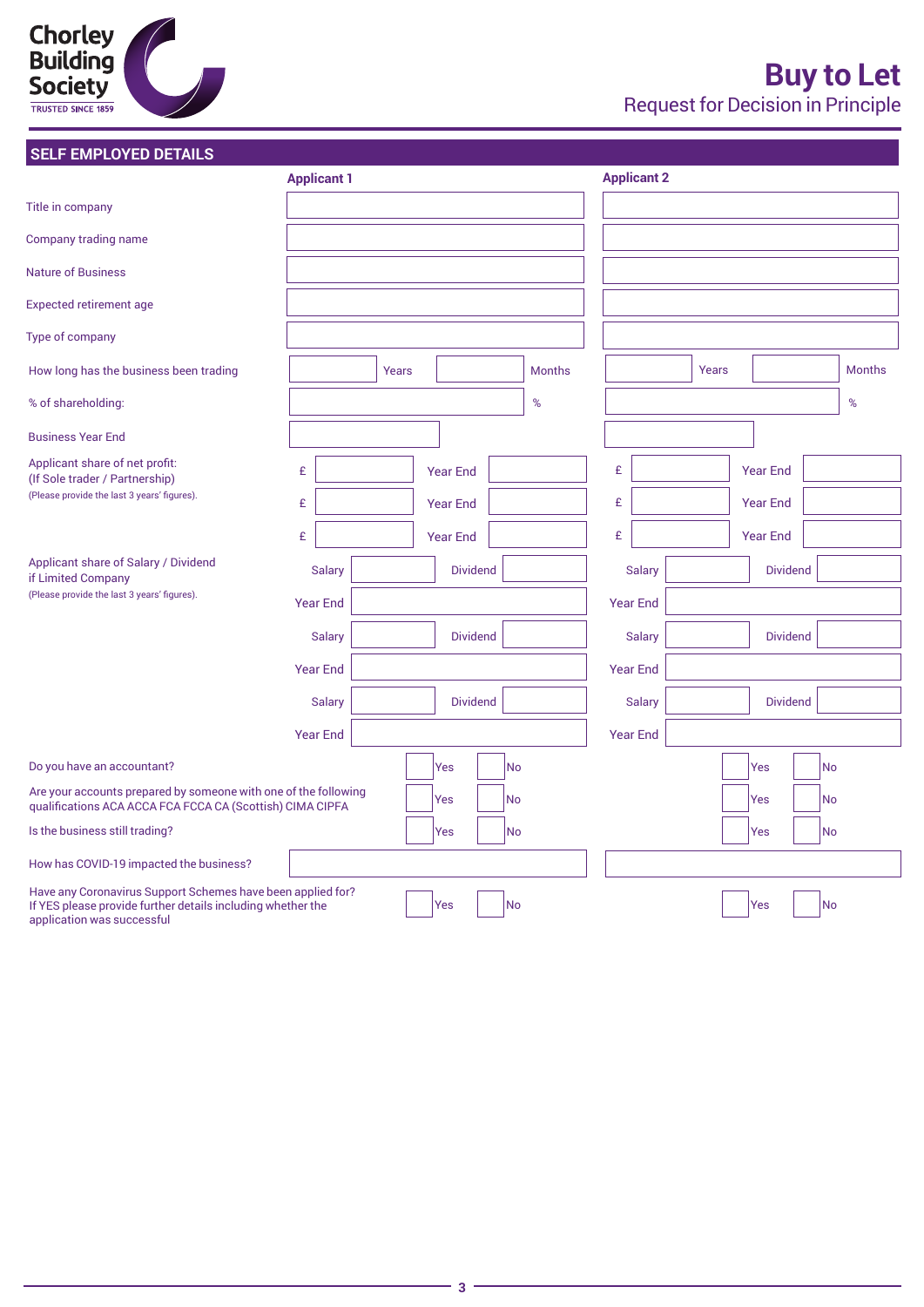# Buy to Let

Request for Decision in Principle

## SELF EMPLOYED DETAILS

| | Applicant 1 | Applicant 2 |
|---|---|---|
| Title in company | | |
| Company trading name | | |
| Nature of Business | | |
| Expected retirement age | | |
| Type of company | | |
| How long has the business been trading | Years / Months | Years / Months |
| % of shareholding: | % | % |
| Business Year End | | |
| Applicant share of net profit: (If Sole trader / Partnership) (Please provide the last 3 years' figures). | £ / Year End | £ / Year End |
| | £ / Year End | £ / Year End |
| | £ / Year End | £ / Year End |
| Applicant share of Salary / Dividend if Limited Company (Please provide the last 3 years' figures). | Salary / Dividend | Salary / Dividend |
| | Year End | Year End |
| | Salary / Dividend | Salary / Dividend |
| | Year End | Year End |
| | Salary / Dividend | Salary / Dividend |
| | Year End | Year End |
| Do you have an accountant? | Yes / No | Yes / No |
| Are your accounts prepared by someone with one of the following qualifications ACA ACCA FCA FCCA CA (Scottish) CIMA CIPFA | Yes / No | Yes / No |
| Is the business still trading? | Yes / No | Yes / No |
| How has COVID-19 impacted the business? | | |
| Have any Coronavirus Support Schemes have been applied for? If YES please provide further details including whether the application was successful | Yes / No | Yes / No |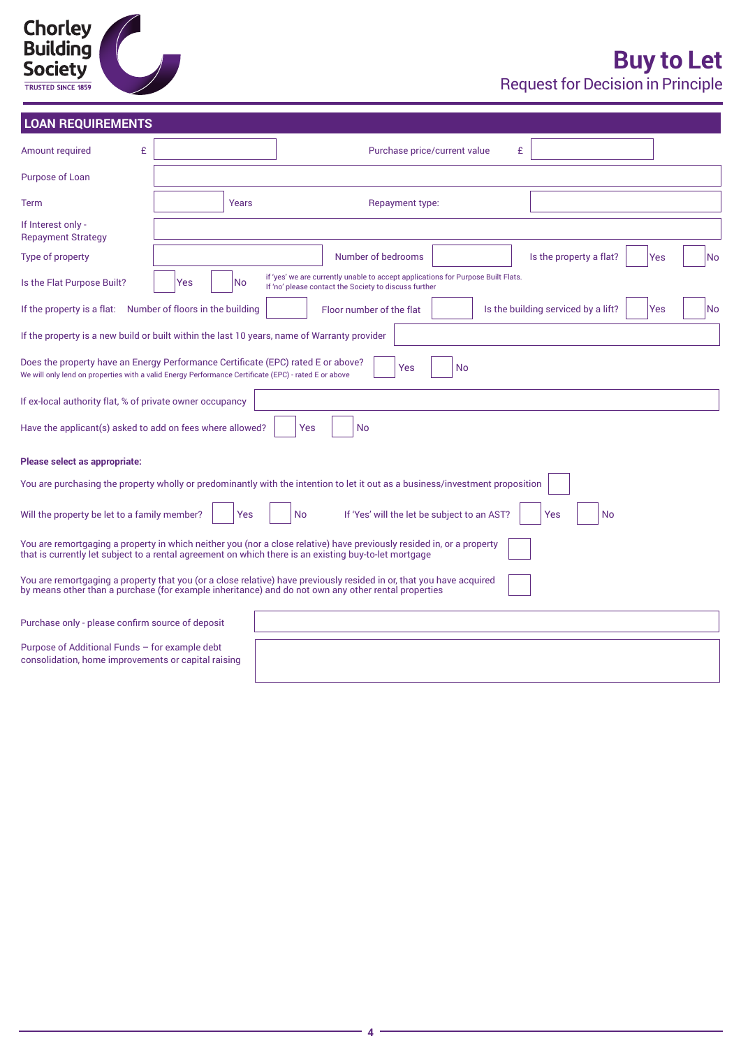Chorley Building Society
TRUSTED SINCE 1859

# Buy to Let

## Request for Decision in Principle

## LOAN REQUIREMENTS

Amount required £ \_\_\_\_\_\_\_\_ Purchase price/current value £ \_\_\_\_\_\_\_\_

Purpose of Loan \_\_\_\_\_\_\_\_

Term \_\_\_\_\_\_\_\_ Years Repayment type: \_\_\_\_\_\_\_\_

If Interest only - Repayment Strategy \_\_\_\_\_\_\_\_

Type of property \_\_\_\_\_\_\_\_ Number of bedrooms \_\_\_\_\_\_\_\_ Is the property a flat? ☐ Yes ☐ No

Is the Flat Purpose Built? ☐ Yes ☐ No
if 'yes' we are currently unable to accept applications for Purpose Built Flats.
If 'no' please contact the Society to discuss further

If the property is a flat: Number of floors in the building \_\_\_\_\_\_\_\_ Floor number of the flat \_\_\_\_\_\_\_\_ Is the building serviced by a lift? ☐ Yes ☐ No

If the property is a new build or built within the last 10 years, name of Warranty provider \_\_\_\_\_\_\_\_

Does the property have an Energy Performance Certificate (EPC) rated E or above? ☐ Yes ☐ No
We will only lend on properties with a valid Energy Performance Certificate (EPC) - rated E or above

If ex-local authority flat, % of private owner occupancy \_\_\_\_\_\_\_\_

Have the applicant(s) asked to add on fees where allowed? ☐ Yes ☐ No

**Please select as appropriate:**

You are purchasing the property wholly or predominantly with the intention to let it out as a business/investment proposition ☐

Will the property be let to a family member? ☐ Yes ☐ No If 'Yes' will the let be subject to an AST? ☐ Yes ☐ No

You are remortgaging a property in which neither you (nor a close relative) have previously resided in, or a property that is currently let subject to a rental agreement on which there is an existing buy-to-let mortgage ☐

You are remortgaging a property that you (or a close relative) have previously resided in or, that you have acquired by means other than a purchase (for example inheritance) and do not own any other rental properties ☐

Purchase only - please confirm source of deposit \_\_\_\_\_\_\_\_

Purpose of Additional Funds – for example debt consolidation, home improvements or capital raising \_\_\_\_\_\_\_\_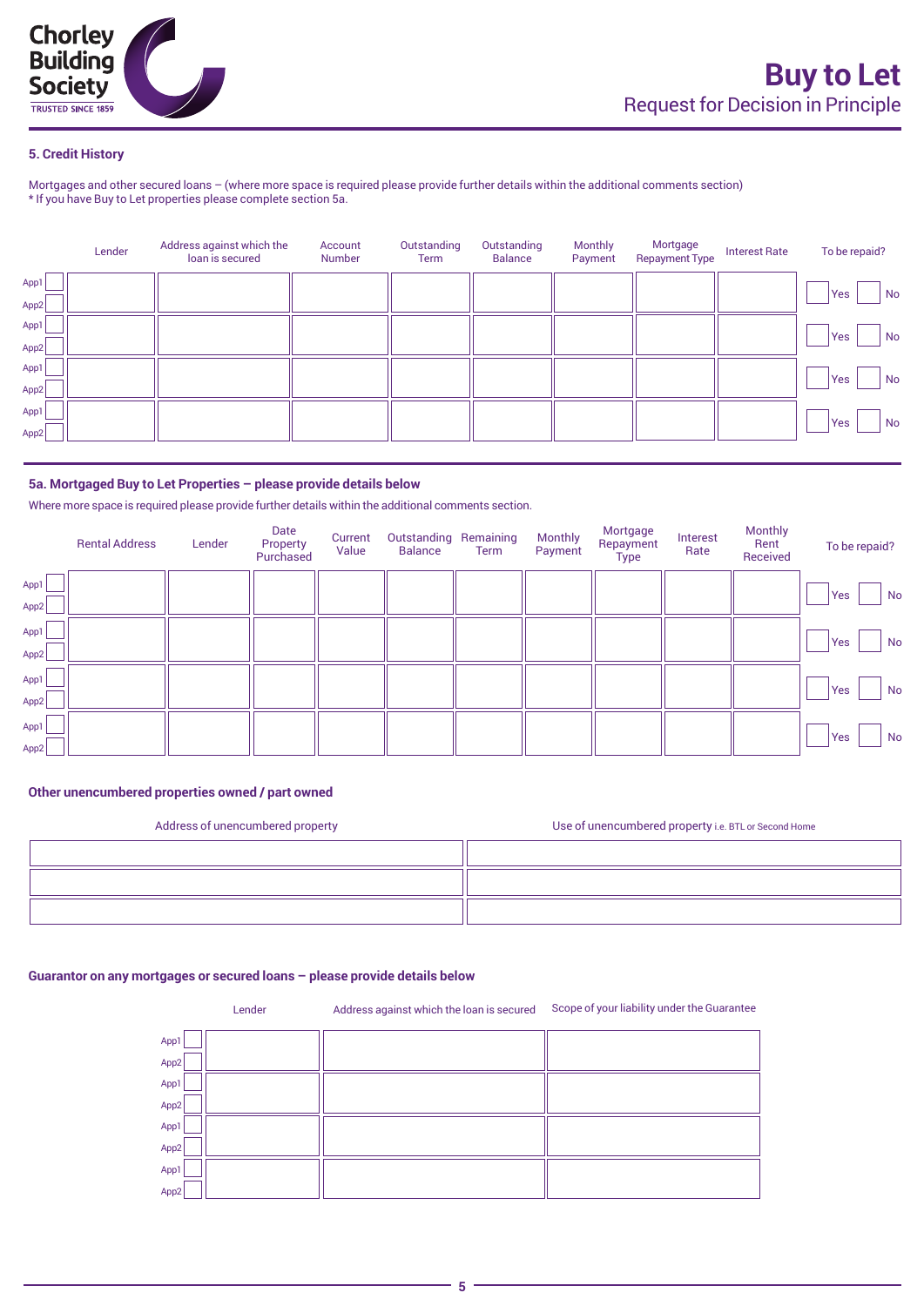## 5. Credit History

Mortgages and other secured loans – (where more space is required please provide further details within the additional comments section)
* If you have Buy to Let properties please complete section 5a.

| | Lender | Address against which the loan is secured | Account Number | Outstanding Term | Outstanding Balance | Monthly Payment | Mortgage Repayment Type | Interest Rate | To be repaid? |
|---|---|---|---|---|---|---|---|---|---|
| App1 ☐ App2 ☐ | | | | | | | | | ☐ Yes ☐ No |
| App1 ☐ App2 ☐ | | | | | | | | | ☐ Yes ☐ No |
| App1 ☐ App2 ☐ | | | | | | | | | ☐ Yes ☐ No |
| App1 ☐ App2 ☐ | | | | | | | | | ☐ Yes ☐ No |

## 5a. Mortgaged Buy to Let Properties – please provide details below

Where more space is required please provide further details within the additional comments section.

| | Rental Address | Lender | Date Property Purchased | Current Value | Outstanding Balance | Remaining Term | Monthly Payment | Mortgage Repayment Type | Interest Rate | Monthly Rent Received | To be repaid? |
|---|---|---|---|---|---|---|---|---|---|---|---|
| App1 ☐ App2 ☐ | | | | | | | | | | | ☐ Yes ☐ No |
| App1 ☐ App2 ☐ | | | | | | | | | | | ☐ Yes ☐ No |
| App1 ☐ App2 ☐ | | | | | | | | | | | ☐ Yes ☐ No |
| App1 ☐ App2 ☐ | | | | | | | | | | | ☐ Yes ☐ No |

### Other unencumbered properties owned / part owned

| Address of unencumbered property | Use of unencumbered property i.e. BTL or Second Home |
|---|---|
| | |
| | |
| | |

### Guarantor on any mortgages or secured loans – please provide details below

| | Lender | Address against which the loan is secured | Scope of your liability under the Guarantee |
|---|---|---|---|
| App1 ☐ App2 ☐ | | | |
| App1 ☐ App2 ☐ | | | |
| App1 ☐ App2 ☐ | | | |
| App1 ☐ App2 ☐ | | | |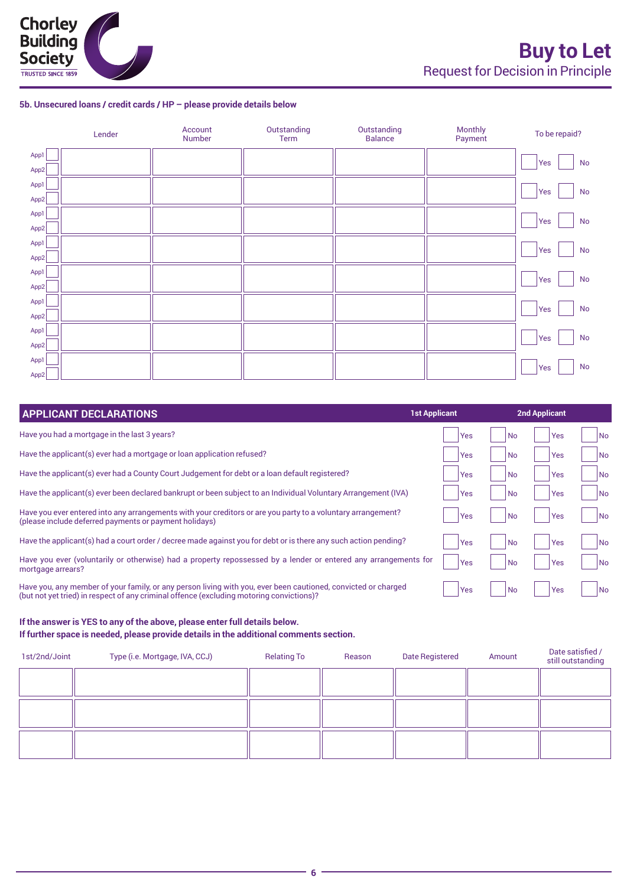## 5b. Unsecured loans / credit cards / HP – please provide details below

| | Lender | Account Number | Outstanding Term | Outstanding Balance | Monthly Payment | To be repaid? |
|---|---|---|---|---|---|---|
| App1 / App2 | | | | | | Yes / No |
| App1 / App2 | | | | | | Yes / No |
| App1 / App2 | | | | | | Yes / No |
| App1 / App2 | | | | | | Yes / No |
| App1 / App2 | | | | | | Yes / No |
| App1 / App2 | | | | | | Yes / No |
| App1 / App2 | | | | | | Yes / No |
| App1 / App2 | | | | | | Yes / No |

## APPLICANT DECLARATIONS

| | 1st Applicant | | 2nd Applicant | |
|---|---|---|---|---|
| Have you had a mortgage in the last 3 years? | Yes | No | Yes | No |
| Have the applicant(s) ever had a mortgage or loan application refused? | Yes | No | Yes | No |
| Have the applicant(s) ever had a County Court Judgement for debt or a loan default registered? | Yes | No | Yes | No |
| Have the applicant(s) ever been declared bankrupt or been subject to an Individual Voluntary Arrangement (IVA) | Yes | No | Yes | No |
| Have you ever entered into any arrangements with your creditors or are you party to a voluntary arrangement? (please include deferred payments or payment holidays) | Yes | No | Yes | No |
| Have the applicant(s) had a court order / decree made against you for debt or is there any such action pending? | Yes | No | Yes | No |
| Have you ever (voluntarily or otherwise) had a property repossessed by a lender or entered any arrangements for mortgage arrears? | Yes | No | Yes | No |
| Have you, any member of your family, or any person living with you, ever been cautioned, convicted or charged (but not yet tried) in respect of any criminal offence (excluding motoring convictions)? | Yes | No | Yes | No |

**If the answer is YES to any of the above, please enter full details below.**
**If further space is needed, please provide details in the additional comments section.**

| 1st/2nd/Joint | Type (i.e. Mortgage, IVA, CCJ) | Relating To | Reason | Date Registered | Amount | Date satisfied / still outstanding |
|---|---|---|---|---|---|---|
| | | | | | | |
| | | | | | | |
| | | | | | | |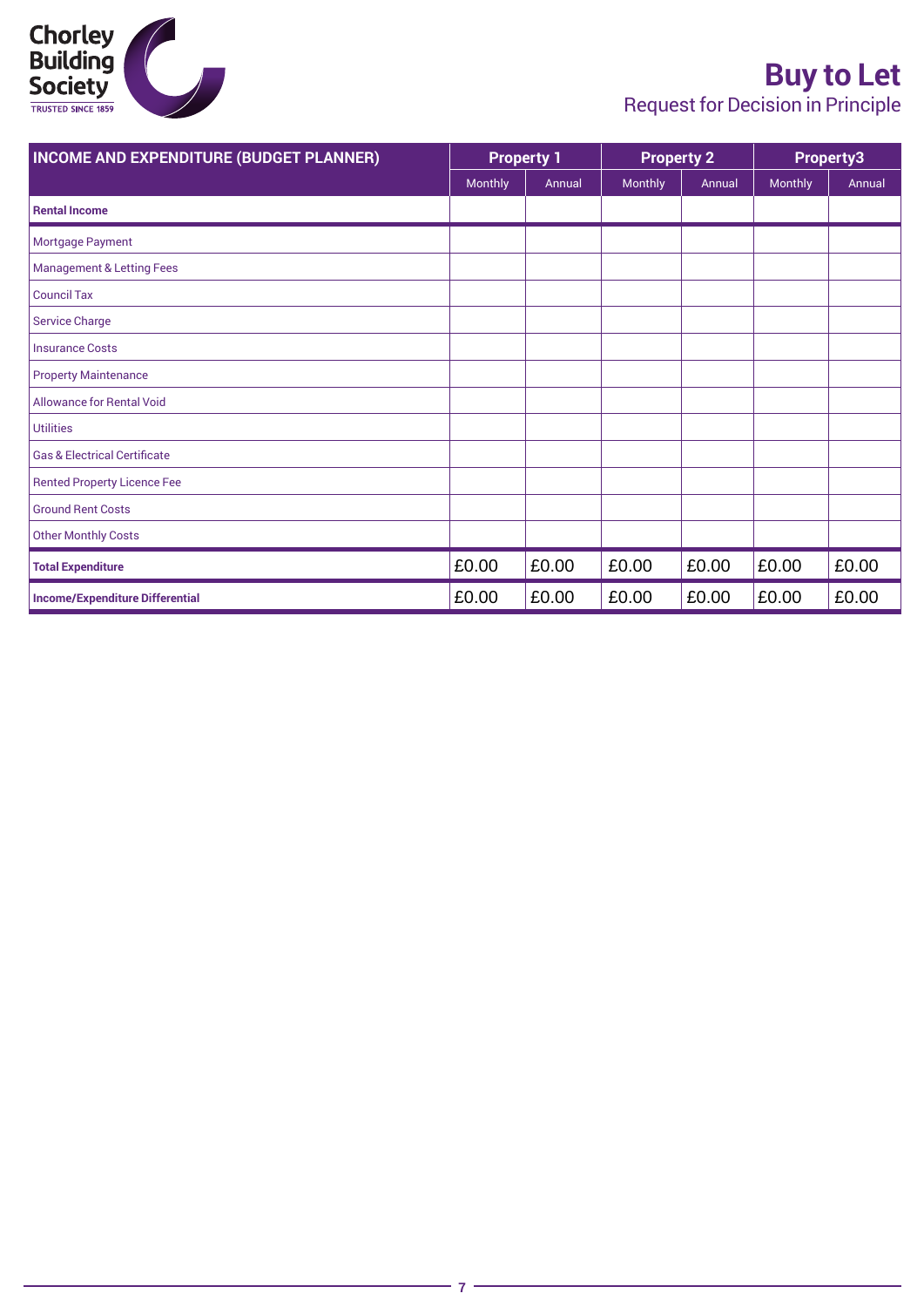# Buy to Let

## Request for Decision in Principle

| INCOME AND EXPENDITURE (BUDGET PLANNER) | Property 1 | | Property 2 | | Property3 | |
|---|---|---|---|---|---|---|
| | Monthly | Annual | Monthly | Annual | Monthly | Annual |
| **Rental Income** | | | | | | |
| Mortgage Payment | | | | | | |
| Management & Letting Fees | | | | | | |
| Council Tax | | | | | | |
| Service Charge | | | | | | |
| Insurance Costs | | | | | | |
| Property Maintenance | | | | | | |
| Allowance for Rental Void | | | | | | |
| Utilities | | | | | | |
| Gas & Electrical Certificate | | | | | | |
| Rented Property Licence Fee | | | | | | |
| Ground Rent Costs | | | | | | |
| Other Monthly Costs | | | | | | |
| **Total Expenditure** | £0.00 | £0.00 | £0.00 | £0.00 | £0.00 | £0.00 |
| **Income/Expenditure Differential** | £0.00 | £0.00 | £0.00 | £0.00 | £0.00 | £0.00 |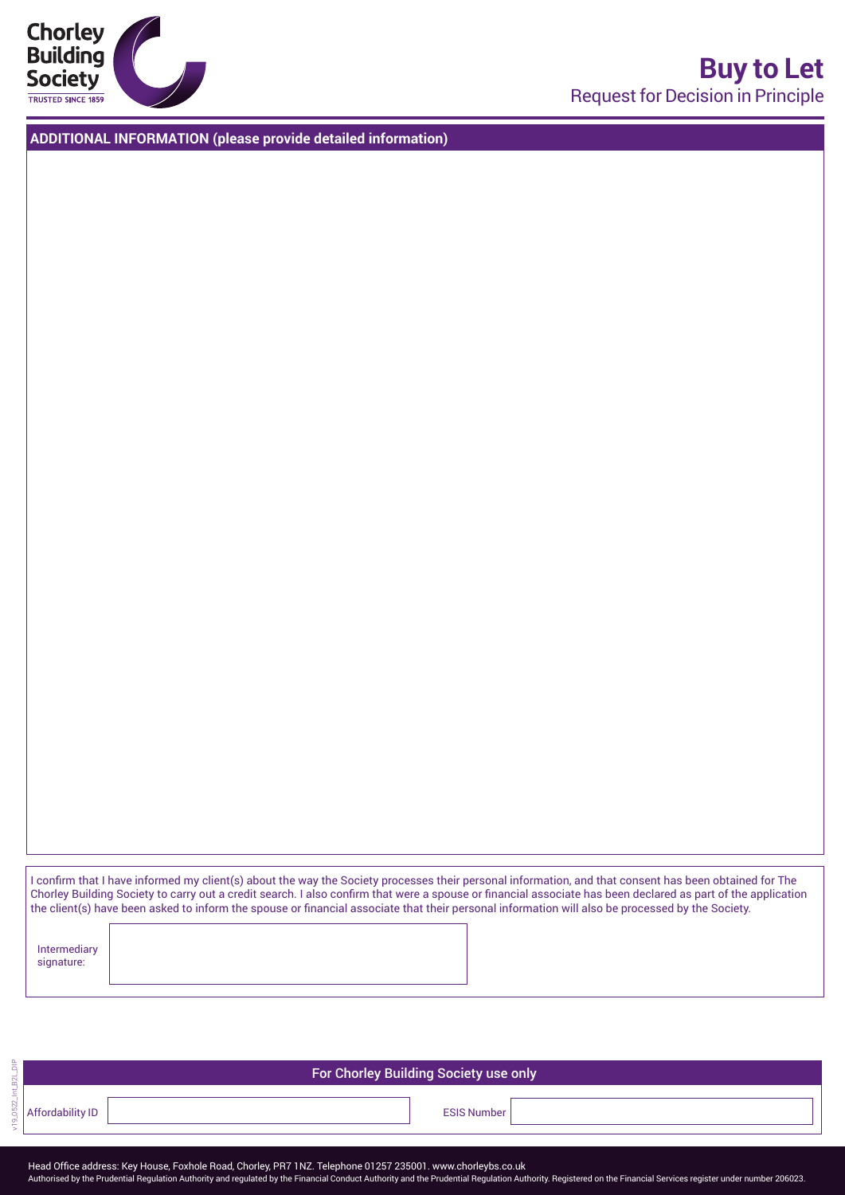Chorley Building Society
TRUSTED SINCE 1859

# Buy to Let

Request for Decision in Principle

## ADDITIONAL INFORMATION (please provide detailed information)

I confirm that I have informed my client(s) about the way the Society processes their personal information, and that consent has been obtained for The Chorley Building Society to carry out a credit search. I also confirm that were a spouse or financial associate has been declared as part of the application the client(s) have been asked to inform the spouse or financial associate that their personal information will also be processed by the Society.

Intermediary signature:

v19_0522_Int_B2L_DIP

### For Chorley Building Society use only

| | | | |
|---|---|---|---|
| Affordability ID | | ESIS Number | |

Head Office address: Key House, Foxhole Road, Chorley, PR7 1NZ. Telephone 01257 235001. www.chorleybs.co.uk

Authorised by the Prudential Regulation Authority and regulated by the Financial Conduct Authority and the Prudential Regulation Authority. Registered on the Financial Services register under number 206023.